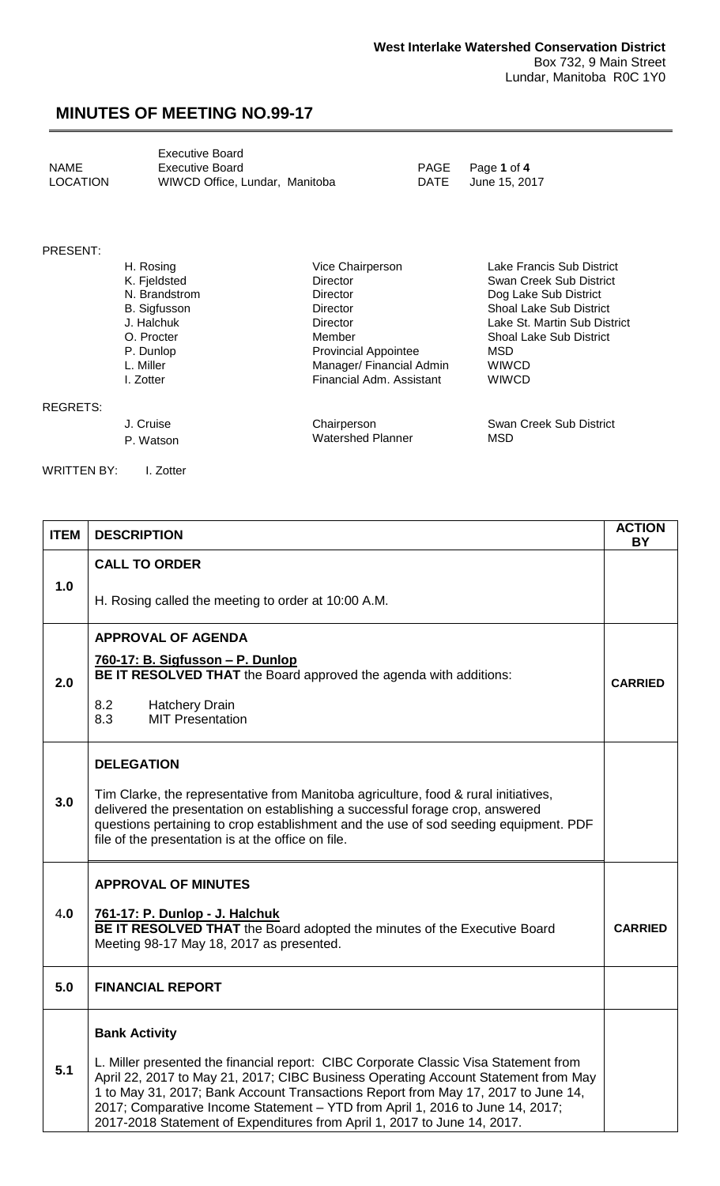**West Interlake Watershed Conservation District**
Box 732, 9 Main Street
Lundar, Manitoba R0C 1Y0

# MINUTES OF MEETING NO.99-17

| | | | |
|---|---|---|---|
| NAME | Executive Board<br>Executive Board | PAGE | Page **1** of **4** |
| LOCATION | WIWCD Office, Lundar, Manitoba | DATE | June 15, 2017 |

PRESENT:

| | | |
|---|---|---|
| H. Rosing | Vice Chairperson | Lake Francis Sub District |
| K. Fjeldsted | Director | Swan Creek Sub District |
| N. Brandstrom | Director | Dog Lake Sub District |
| B. Sigfusson | Director | Shoal Lake Sub District |
| J. Halchuk | Director | Lake St. Martin Sub District |
| O. Procter | Member | Shoal Lake Sub District |
| P. Dunlop | Provincial Appointee | MSD |
| L. Miller | Manager/ Financial Admin | WIWCD |
| I. Zotter | Financial Adm. Assistant | WIWCD |

REGRETS:

| | | |
|---|---|---|
| J. Cruise | Chairperson | Swan Creek Sub District |
| P. Watson | Watershed Planner | MSD |

WRITTEN BY: I. Zotter

| ITEM | DESCRIPTION | ACTION BY |
|---|---|---|
| 1.0 | **CALL TO ORDER**<br><br>H. Rosing called the meeting to order at 10:00 A.M. | |
| 2.0 | **APPROVAL OF AGENDA**<br><br>**760-17: B. Sigfusson – P. Dunlop**<br>**BE IT RESOLVED THAT** the Board approved the agenda with additions:<br><br>8.2 Hatchery Drain<br>8.3 MIT Presentation | **CARRIED** |
| 3.0 | **DELEGATION**<br><br>Tim Clarke, the representative from Manitoba agriculture, food & rural initiatives, delivered the presentation on establishing a successful forage crop, answered questions pertaining to crop establishment and the use of sod seeding equipment. PDF file of the presentation is at the office on file. | |
| 4.0 | **APPROVAL OF MINUTES**<br><br>**761-17: P. Dunlop - J. Halchuk**<br>**BE IT RESOLVED THAT** the Board adopted the minutes of the Executive Board Meeting 98-17 May 18, 2017 as presented. | **CARRIED** |
| 5.0 | **FINANCIAL REPORT** | |
| 5.1 | **Bank Activity**<br><br>L. Miller presented the financial report: CIBC Corporate Classic Visa Statement from April 22, 2017 to May 21, 2017; CIBC Business Operating Account Statement from May 1 to May 31, 2017; Bank Account Transactions Report from May 17, 2017 to June 14, 2017; Comparative Income Statement – YTD from April 1, 2016 to June 14, 2017; 2017-2018 Statement of Expenditures from April 1, 2017 to June 14, 2017. | |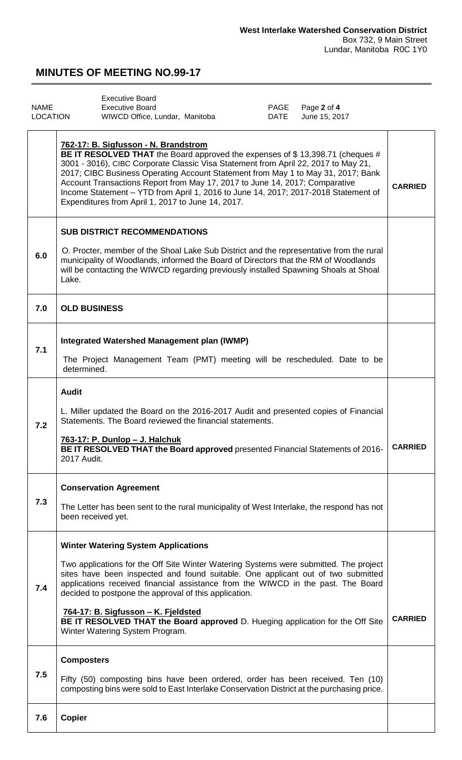**West Interlake Watershed Conservation District**
Box 732, 9 Main Street
Lundar, Manitoba R0C 1Y0

# MINUTES OF MEETING NO.99-17

| | | | |
|---|---|---|---|
| NAME | Executive Board<br>Executive Board | PAGE | Page **2** of **4** |
| LOCATION | WIWCD Office, Lundar, Manitoba | DATE | June 15, 2017 |

| | | |
|---|---|---|
| | **762-17: B. Sigfusson - N. Brandstrom**<br>**BE IT RESOLVED THAT** the Board approved the expenses of $ 13,398.71 (cheques # 3001 - 3016), CIBC Corporate Classic Visa Statement from April 22, 2017 to May 21, 2017; CIBC Business Operating Account Statement from May 1 to May 31, 2017; Bank Account Transactions Report from May 17, 2017 to June 14, 2017; Comparative Income Statement – YTD from April 1, 2016 to June 14, 2017; 2017-2018 Statement of Expenditures from April 1, 2017 to June 14, 2017. | **CARRIED** |
| 6.0 | **SUB DISTRICT RECOMMENDATIONS**<br><br>O. Procter, member of the Shoal Lake Sub District and the representative from the rural municipality of Woodlands, informed the Board of Directors that the RM of Woodlands will be contacting the WIWCD regarding previously installed Spawning Shoals at Shoal Lake. | |
| 7.0 | **OLD BUSINESS** | |
| 7.1 | **Integrated Watershed Management plan (IWMP)**<br><br>The Project Management Team (PMT) meeting will be rescheduled. Date to be determined. | |
| 7.2 | **Audit**<br><br>L. Miller updated the Board on the 2016-2017 Audit and presented copies of Financial Statements. The Board reviewed the financial statements.<br><br>**763-17: P. Dunlop – J. Halchuk**<br>**BE IT RESOLVED THAT the Board approved** presented Financial Statements of 2016-2017 Audit. | **CARRIED** |
| 7.3 | **Conservation Agreement**<br><br>The Letter has been sent to the rural municipality of West Interlake, the respond has not been received yet. | |
| 7.4 | **Winter Watering System Applications**<br><br>Two applications for the Off Site Winter Watering Systems were submitted. The project sites have been inspected and found suitable. One applicant out of two submitted applications received financial assistance from the WIWCD in the past. The Board decided to postpone the approval of this application.<br><br>**764-17: B. Sigfusson – K. Fjeldsted**<br>**BE IT RESOLVED THAT the Board approved** D. Hueging application for the Off Site Winter Watering System Program. | **CARRIED** |
| 7.5 | **Composters**<br><br>Fifty (50) composting bins have been ordered, order has been received. Ten (10) composting bins were sold to East Interlake Conservation District at the purchasing price. | |
| 7.6 | **Copier** | |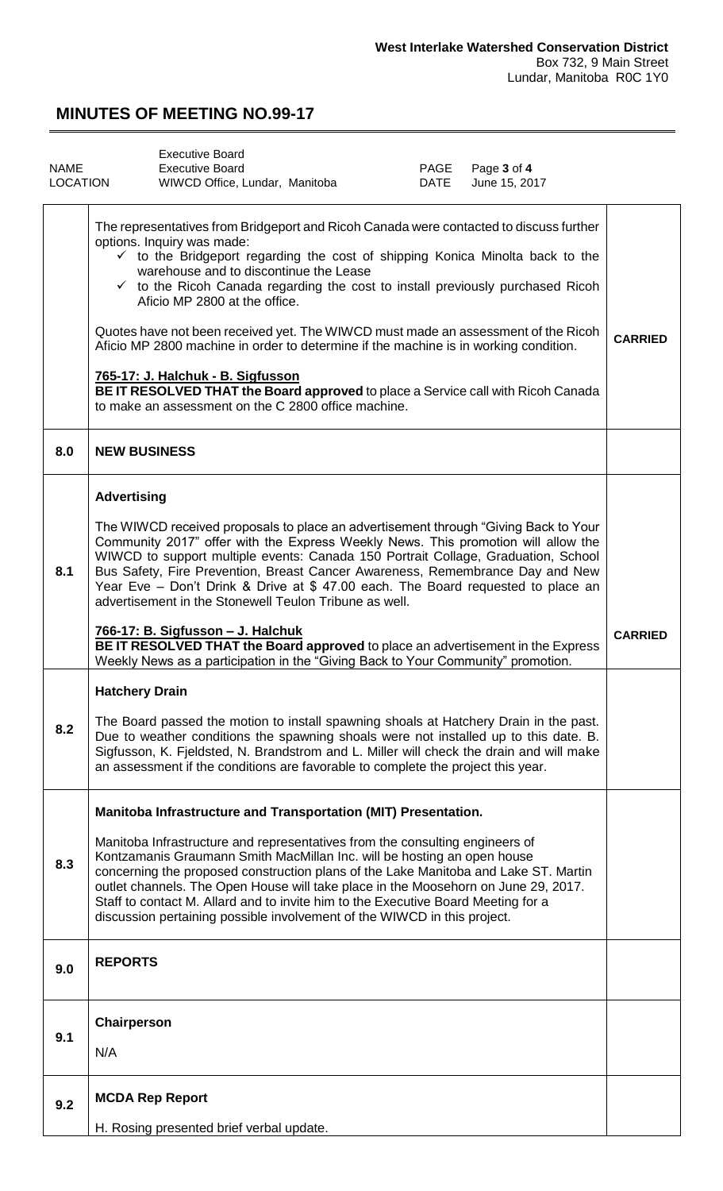**West Interlake Watershed Conservation District**
Box 732, 9 Main Street
Lundar, Manitoba R0C 1Y0

# MINUTES OF MEETING NO.99-17

| | | | |
|---|---|---|---|
| NAME | Executive Board<br>Executive Board | PAGE | Page **3** of **4** |
| LOCATION | WIWCD Office, Lundar, Manitoba | DATE | June 15, 2017 |

| | | |
|---|---|---|
| | The representatives from Bridgeport and Ricoh Canada were contacted to discuss further options. Inquiry was made:<br>✓ to the Bridgeport regarding the cost of shipping Konica Minolta back to the warehouse and to discontinue the Lease<br>✓ to the Ricoh Canada regarding the cost to install previously purchased Ricoh Aficio MP 2800 at the office.<br><br>Quotes have not been received yet. The WIWCD must made an assessment of the Ricoh Aficio MP 2800 machine in order to determine if the machine is in working condition.<br><br>**765-17: J. Halchuk - B. Sigfusson**<br>**BE IT RESOLVED THAT the Board approved** to place a Service call with Ricoh Canada to make an assessment on the C 2800 office machine. | **CARRIED** |
| **8.0** | **NEW BUSINESS** | |
| **8.1** | **Advertising**<br><br>The WIWCD received proposals to place an advertisement through "Giving Back to Your Community 2017" offer with the Express Weekly News. This promotion will allow the WIWCD to support multiple events: Canada 150 Portrait Collage, Graduation, School Bus Safety, Fire Prevention, Breast Cancer Awareness, Remembrance Day and New Year Eve – Don't Drink & Drive at $ 47.00 each. The Board requested to place an advertisement in the Stonewell Teulon Tribune as well.<br><br>**766-17: B. Sigfusson – J. Halchuk**<br>**BE IT RESOLVED THAT the Board approved** to place an advertisement in the Express Weekly News as a participation in the "Giving Back to Your Community" promotion. | **CARRIED** |
| **8.2** | **Hatchery Drain**<br><br>The Board passed the motion to install spawning shoals at Hatchery Drain in the past. Due to weather conditions the spawning shoals were not installed up to this date. B. Sigfusson, K. Fjeldsted, N. Brandstrom and L. Miller will check the drain and will make an assessment if the conditions are favorable to complete the project this year. | |
| **8.3** | **Manitoba Infrastructure and Transportation (MIT) Presentation.**<br><br>Manitoba Infrastructure and representatives from the consulting engineers of Kontzamanis Graumann Smith MacMillan Inc. will be hosting an open house concerning the proposed construction plans of the Lake Manitoba and Lake ST. Martin outlet channels. The Open House will take place in the Moosehorn on June 29, 2017. Staff to contact M. Allard and to invite him to the Executive Board Meeting for a discussion pertaining possible involvement of the WIWCD in this project. | |
| **9.0** | **REPORTS** | |
| **9.1** | **Chairperson**<br><br>N/A | |
| **9.2** | **MCDA Rep Report**<br><br>H. Rosing presented brief verbal update. | |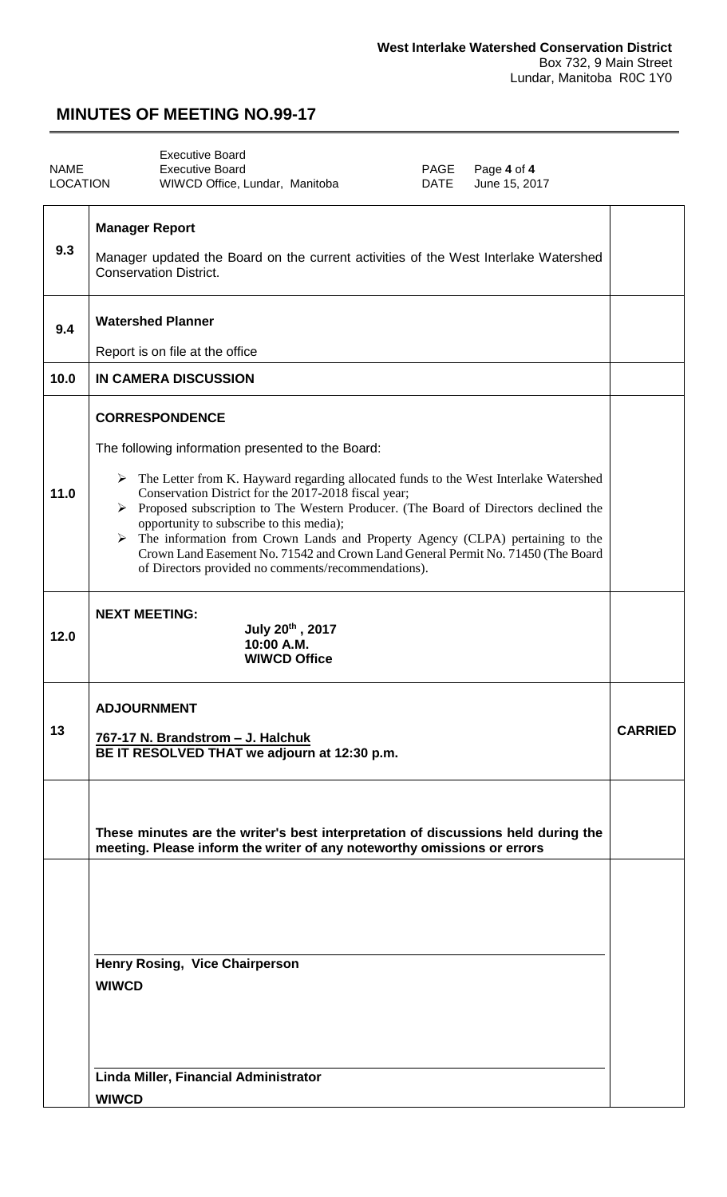**West Interlake Watershed Conservation District**
Box 732, 9 Main Street
Lundar, Manitoba R0C 1Y0

## MINUTES OF MEETING NO.99-17

| | | | |
|---|---|---|---|
| NAME | Executive Board<br>Executive Board | PAGE | Page **4** of **4** |
| LOCATION | WIWCD Office, Lundar, Manitoba | DATE | June 15, 2017 |

| | | |
|---|---|---|
| 9.3 | **Manager Report**<br><br>Manager updated the Board on the current activities of the West Interlake Watershed Conservation District. | |
| 9.4 | **Watershed Planner**<br><br>Report is on file at the office | |
| 10.0 | **IN CAMERA DISCUSSION** | |
| 11.0 | **CORRESPONDENCE**<br><br>The following information presented to the Board:<br><br>➢ The Letter from K. Hayward regarding allocated funds to the West Interlake Watershed Conservation District for the 2017-2018 fiscal year;<br>➢ Proposed subscription to The Western Producer. (The Board of Directors declined the opportunity to subscribe to this media);<br>➢ The information from Crown Lands and Property Agency (CLPA) pertaining to the Crown Land Easement No. 71542 and Crown Land General Permit No. 71450 (The Board of Directors provided no comments/recommendations). | |
| 12.0 | **NEXT MEETING:**<br>**July 20th , 2017**<br>**10:00 A.M.**<br>**WIWCD Office** | |
| 13 | **ADJOURNMENT**<br><br>**767-17 N. Brandstrom – J. Halchuk**<br>**BE IT RESOLVED THAT we adjourn at 12:30 p.m.** | **CARRIED** |
| | **These minutes are the writer's best interpretation of discussions held during the meeting. Please inform the writer of any noteworthy omissions or errors** | |
| | **Henry Rosing, Vice Chairperson**<br>**WIWCD**<br><br>**Linda Miller, Financial Administrator**<br>**WIWCD** | |